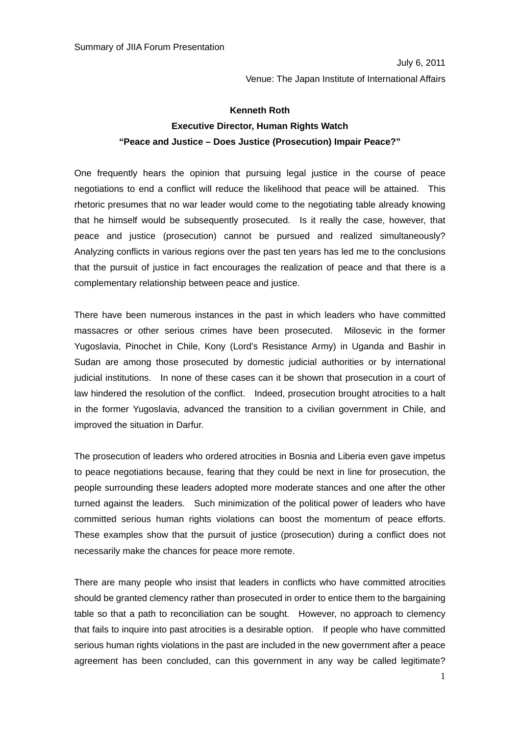Summary of JIIA Forum Presentation

July 6, 2011

Venue: The Japan Institute of International Affairs

**Kenneth Roth**

**Executive Director, Human Rights Watch**

**"Peace and Justice – Does Justice (Prosecution) Impair Peace?"**

One frequently hears the opinion that pursuing legal justice in the course of peace negotiations to end a conflict will reduce the likelihood that peace will be attained. This rhetoric presumes that no war leader would come to the negotiating table already knowing that he himself would be subsequently prosecuted. Is it really the case, however, that peace and justice (prosecution) cannot be pursued and realized simultaneously? Analyzing conflicts in various regions over the past ten years has led me to the conclusions that the pursuit of justice in fact encourages the realization of peace and that there is a complementary relationship between peace and justice.

There have been numerous instances in the past in which leaders who have committed massacres or other serious crimes have been prosecuted. Milosevic in the former Yugoslavia, Pinochet in Chile, Kony (Lord's Resistance Army) in Uganda and Bashir in Sudan are among those prosecuted by domestic judicial authorities or by international judicial institutions. In none of these cases can it be shown that prosecution in a court of law hindered the resolution of the conflict. Indeed, prosecution brought atrocities to a halt in the former Yugoslavia, advanced the transition to a civilian government in Chile, and improved the situation in Darfur.

The prosecution of leaders who ordered atrocities in Bosnia and Liberia even gave impetus to peace negotiations because, fearing that they could be next in line for prosecution, the people surrounding these leaders adopted more moderate stances and one after the other turned against the leaders. Such minimization of the political power of leaders who have committed serious human rights violations can boost the momentum of peace efforts. These examples show that the pursuit of justice (prosecution) during a conflict does not necessarily make the chances for peace more remote.

There are many people who insist that leaders in conflicts who have committed atrocities should be granted clemency rather than prosecuted in order to entice them to the bargaining table so that a path to reconciliation can be sought. However, no approach to clemency that fails to inquire into past atrocities is a desirable option. If people who have committed serious human rights violations in the past are included in the new government after a peace agreement has been concluded, can this government in any way be called legitimate?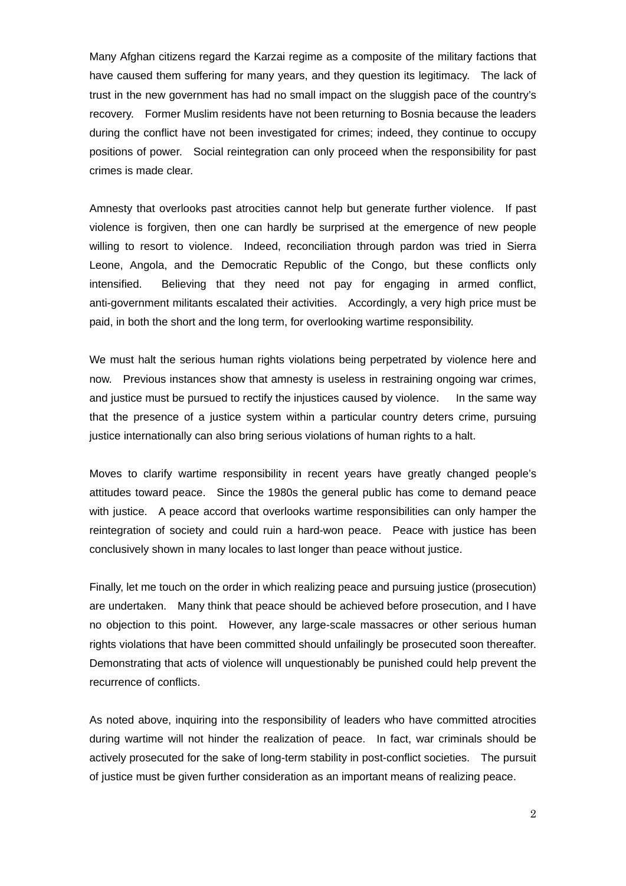Many Afghan citizens regard the Karzai regime as a composite of the military factions that have caused them suffering for many years, and they question its legitimacy. The lack of trust in the new government has had no small impact on the sluggish pace of the country's recovery. Former Muslim residents have not been returning to Bosnia because the leaders during the conflict have not been investigated for crimes; indeed, they continue to occupy positions of power. Social reintegration can only proceed when the responsibility for past crimes is made clear.

Amnesty that overlooks past atrocities cannot help but generate further violence. If past violence is forgiven, then one can hardly be surprised at the emergence of new people willing to resort to violence. Indeed, reconciliation through pardon was tried in Sierra Leone, Angola, and the Democratic Republic of the Congo, but these conflicts only intensified. Believing that they need not pay for engaging in armed conflict, anti-government militants escalated their activities. Accordingly, a very high price must be paid, in both the short and the long term, for overlooking wartime responsibility.

We must halt the serious human rights violations being perpetrated by violence here and now. Previous instances show that amnesty is useless in restraining ongoing war crimes, and justice must be pursued to rectify the injustices caused by violence. In the same way that the presence of a justice system within a particular country deters crime, pursuing justice internationally can also bring serious violations of human rights to a halt.

Moves to clarify wartime responsibility in recent years have greatly changed people's attitudes toward peace. Since the 1980s the general public has come to demand peace with justice. A peace accord that overlooks wartime responsibilities can only hamper the reintegration of society and could ruin a hard-won peace. Peace with justice has been conclusively shown in many locales to last longer than peace without justice.

Finally, let me touch on the order in which realizing peace and pursuing justice (prosecution) are undertaken. Many think that peace should be achieved before prosecution, and I have no objection to this point. However, any large-scale massacres or other serious human rights violations that have been committed should unfailingly be prosecuted soon thereafter. Demonstrating that acts of violence will unquestionably be punished could help prevent the recurrence of conflicts.

As noted above, inquiring into the responsibility of leaders who have committed atrocities during wartime will not hinder the realization of peace. In fact, war criminals should be actively prosecuted for the sake of long-term stability in post-conflict societies. The pursuit of justice must be given further consideration as an important means of realizing peace.